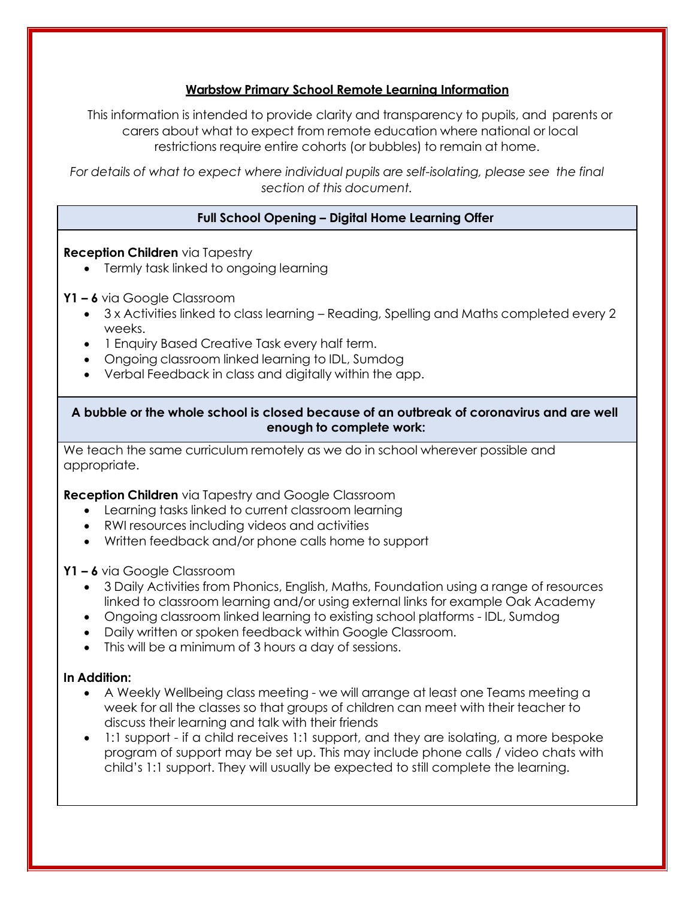# Warbstow Primary School Remote Learning Information

This information is intended to provide clarity and transparency to pupils, and parents or carers about what to expect from remote education where national or local restrictions require entire cohorts (or bubbles) to remain at home.

*For details of what to expect where individual pupils are self-isolating, please see the final section of this document.*

## Full School Opening – Digital Home Learning Offer

**Reception Children** via Tapestry

- Termly task linked to ongoing learning

**Y1 – 6** via Google Classroom

- 3 x Activities linked to class learning – Reading, Spelling and Maths completed every 2 weeks.
- 1 Enquiry Based Creative Task every half term.
- Ongoing classroom linked learning to IDL, Sumdog
- Verbal Feedback in class and digitally within the app.

## A bubble or the whole school is closed because of an outbreak of coronavirus and are well enough to complete work:

We teach the same curriculum remotely as we do in school wherever possible and appropriate.

**Reception Children** via Tapestry and Google Classroom

- Learning tasks linked to current classroom learning
- RWI resources including videos and activities
- Written feedback and/or phone calls home to support

**Y1 – 6** via Google Classroom

- 3 Daily Activities from Phonics, English, Maths, Foundation using a range of resources linked to classroom learning and/or using external links for example Oak Academy
- Ongoing classroom linked learning to existing school platforms - IDL, Sumdog
- Daily written or spoken feedback within Google Classroom.
- This will be a minimum of 3 hours a day of sessions.

**In Addition:**

- A Weekly Wellbeing class meeting - we will arrange at least one Teams meeting a week for all the classes so that groups of children can meet with their teacher to discuss their learning and talk with their friends
- 1:1 support - if a child receives 1:1 support, and they are isolating, a more bespoke program of support may be set up. This may include phone calls / video chats with child's 1:1 support. They will usually be expected to still complete the learning.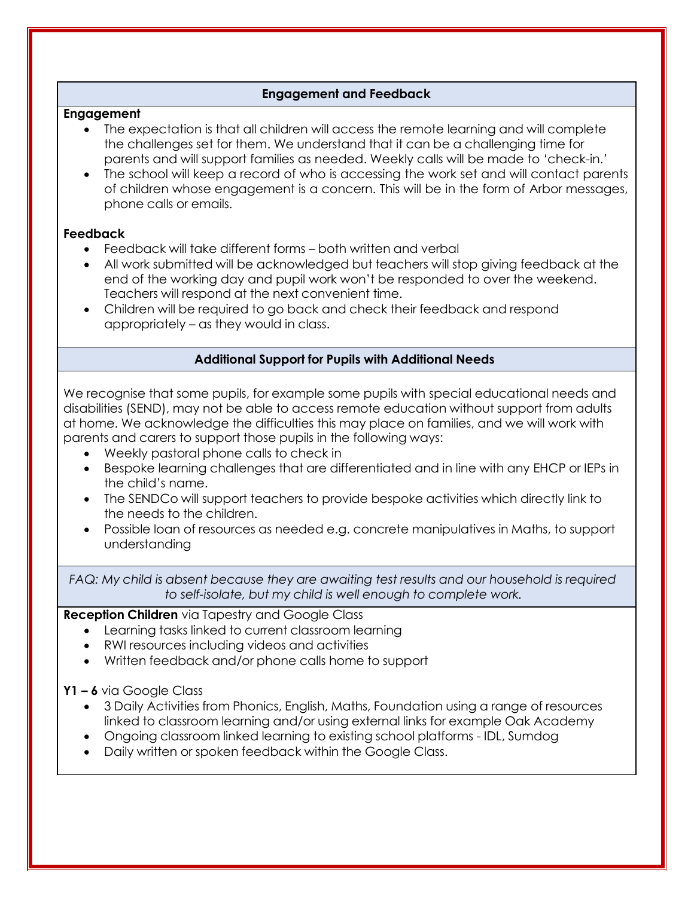## Engagement and Feedback

**Engagement**

- The expectation is that all children will access the remote learning and will complete the challenges set for them. We understand that it can be a challenging time for parents and will support families as needed. Weekly calls will be made to 'check-in.'
- The school will keep a record of who is accessing the work set and will contact parents of children whose engagement is a concern. This will be in the form of Arbor messages, phone calls or emails.

**Feedback**

- Feedback will take different forms – both written and verbal
- All work submitted will be acknowledged but teachers will stop giving feedback at the end of the working day and pupil work won't be responded to over the weekend. Teachers will respond at the next convenient time.
- Children will be required to go back and check their feedback and respond appropriately – as they would in class.

## Additional Support for Pupils with Additional Needs

We recognise that some pupils, for example some pupils with special educational needs and disabilities (SEND), may not be able to access remote education without support from adults at home. We acknowledge the difficulties this may place on families, and we will work with parents and carers to support those pupils in the following ways:

- Weekly pastoral phone calls to check in
- Bespoke learning challenges that are differentiated and in line with any EHCP or IEPs in the child's name.
- The SENDCo will support teachers to provide bespoke activities which directly link to the needs to the children.
- Possible loan of resources as needed e.g. concrete manipulatives in Maths, to support understanding

*FAQ: My child is absent because they are awaiting test results and our household is required to self-isolate, but my child is well enough to complete work.*

**Reception Children** via Tapestry and Google Class

- Learning tasks linked to current classroom learning
- RWI resources including videos and activities
- Written feedback and/or phone calls home to support

**Y1 – 6** via Google Class

- 3 Daily Activities from Phonics, English, Maths, Foundation using a range of resources linked to classroom learning and/or using external links for example Oak Academy
- Ongoing classroom linked learning to existing school platforms - IDL, Sumdog
- Daily written or spoken feedback within the Google Class.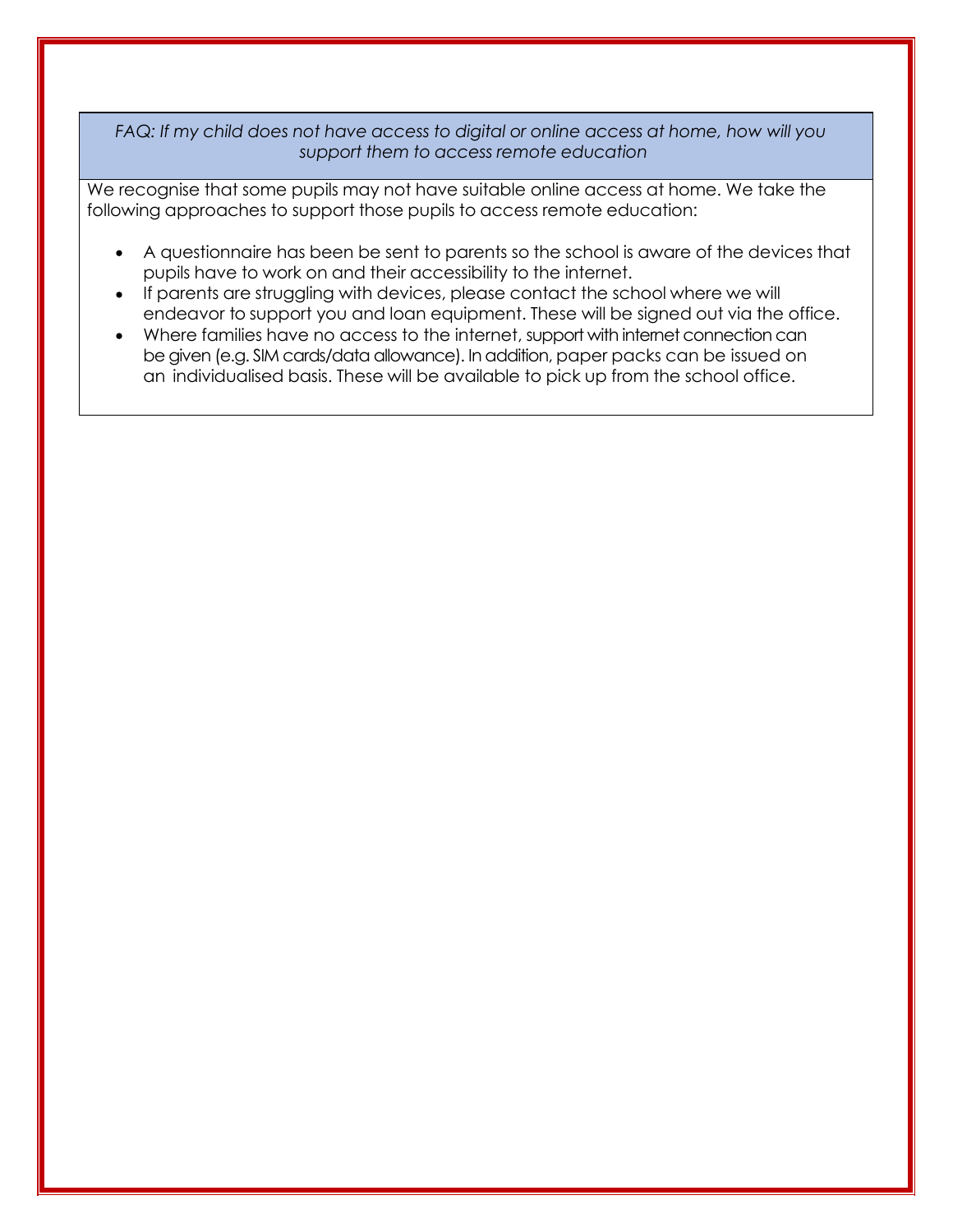*FAQ: If my child does not have access to digital or online access at home, how will you support them to access remote education*

We recognise that some pupils may not have suitable online access at home. We take the following approaches to support those pupils to access remote education:

- A questionnaire has been be sent to parents so the school is aware of the devices that pupils have to work on and their accessibility to the internet.
- If parents are struggling with devices, please contact the school where we will endeavor to support you and loan equipment. These will be signed out via the office.
- Where families have no access to the internet, support with internet connection can be given (e.g. SIM cards/data allowance). In addition, paper packs can be issued on an individualised basis. These will be available to pick up from the school office.